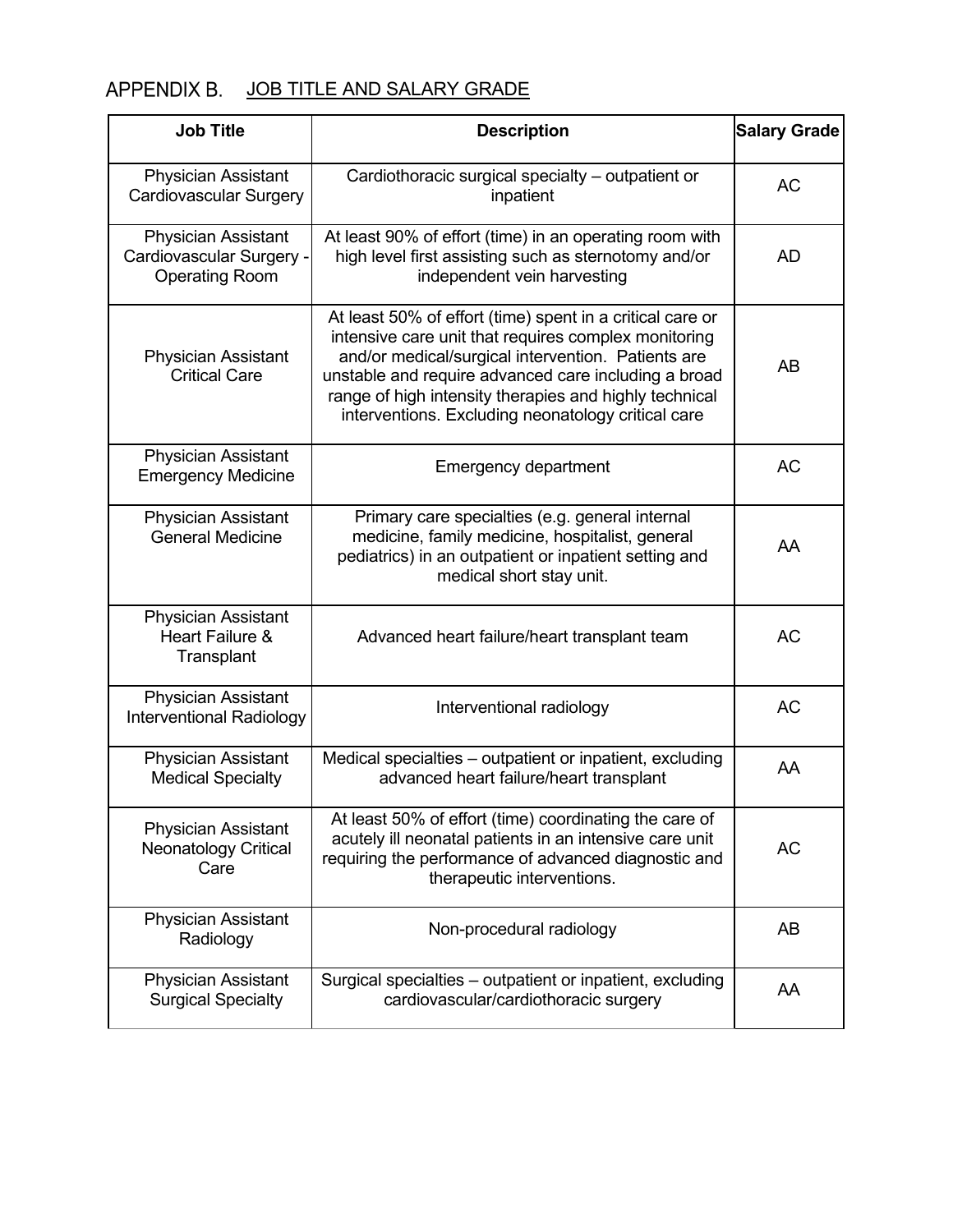## APPENDIX B. JOB TITLE AND SALARY GRADE

| Job Title | Description | Salary Grade |
|---|---|---|
| Physician Assistant Cardiovascular Surgery | Cardiothoracic surgical specialty – outpatient or inpatient | AC |
| Physician Assistant Cardiovascular Surgery - Operating Room | At least 90% of effort (time) in an operating room with high level first assisting such as sternotomy and/or independent vein harvesting | AD |
| Physician Assistant Critical Care | At least 50% of effort (time) spent in a critical care or intensive care unit that requires complex monitoring and/or medical/surgical intervention. Patients are unstable and require advanced care including a broad range of high intensity therapies and highly technical interventions. Excluding neonatology critical care | AB |
| Physician Assistant Emergency Medicine | Emergency department | AC |
| Physician Assistant General Medicine | Primary care specialties (e.g. general internal medicine, family medicine, hospitalist, general pediatrics) in an outpatient or inpatient setting and medical short stay unit. | AA |
| Physician Assistant Heart Failure & Transplant | Advanced heart failure/heart transplant team | AC |
| Physician Assistant Interventional Radiology | Interventional radiology | AC |
| Physician Assistant Medical Specialty | Medical specialties – outpatient or inpatient, excluding advanced heart failure/heart transplant | AA |
| Physician Assistant Neonatology Critical Care | At least 50% of effort (time) coordinating the care of acutely ill neonatal patients in an intensive care unit requiring the performance of advanced diagnostic and therapeutic interventions. | AC |
| Physician Assistant Radiology | Non-procedural radiology | AB |
| Physician Assistant Surgical Specialty | Surgical specialties – outpatient or inpatient, excluding cardiovascular/cardiothoracic surgery | AA |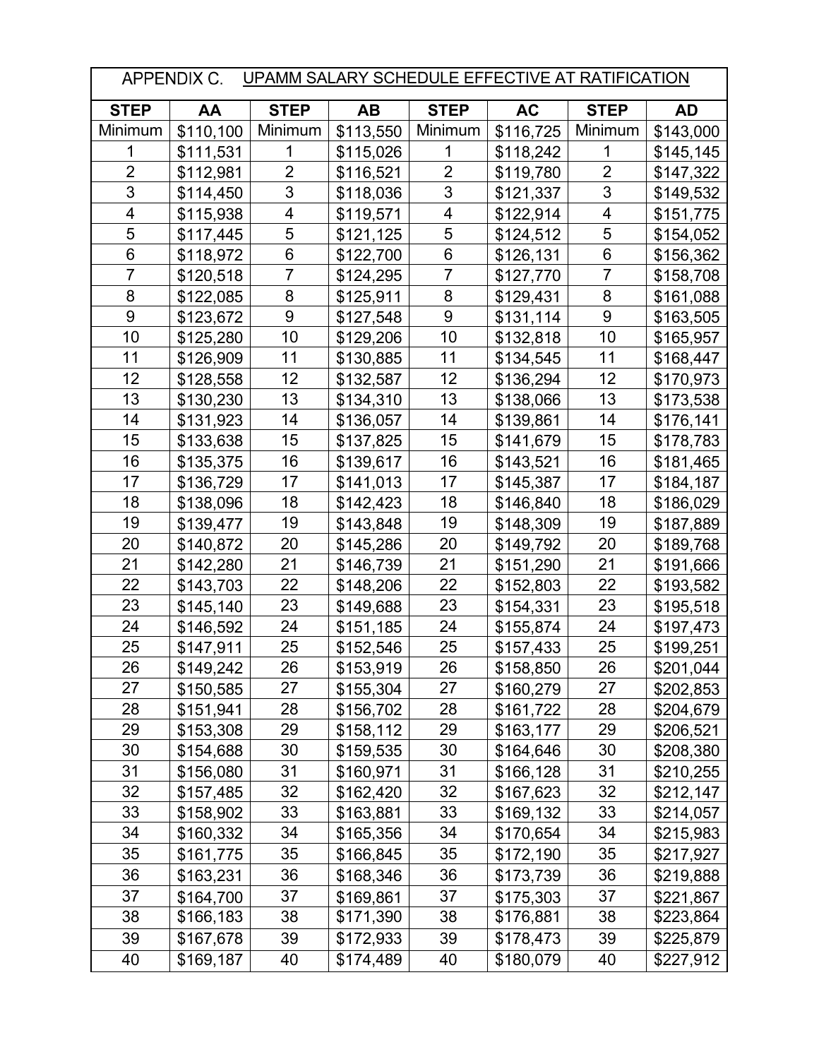APPENDIX C. UPAMM SALARY SCHEDULE EFFECTIVE AT RATIFICATION

| STEP | AA | STEP | AB | STEP | AC | STEP | AD |
|---|---|---|---|---|---|---|---|
| Minimum | $110,100 | Minimum | $113,550 | Minimum | $116,725 | Minimum | $143,000 |
| 1 | $111,531 | 1 | $115,026 | 1 | $118,242 | 1 | $145,145 |
| 2 | $112,981 | 2 | $116,521 | 2 | $119,780 | 2 | $147,322 |
| 3 | $114,450 | 3 | $118,036 | 3 | $121,337 | 3 | $149,532 |
| 4 | $115,938 | 4 | $119,571 | 4 | $122,914 | 4 | $151,775 |
| 5 | $117,445 | 5 | $121,125 | 5 | $124,512 | 5 | $154,052 |
| 6 | $118,972 | 6 | $122,700 | 6 | $126,131 | 6 | $156,362 |
| 7 | $120,518 | 7 | $124,295 | 7 | $127,770 | 7 | $158,708 |
| 8 | $122,085 | 8 | $125,911 | 8 | $129,431 | 8 | $161,088 |
| 9 | $123,672 | 9 | $127,548 | 9 | $131,114 | 9 | $163,505 |
| 10 | $125,280 | 10 | $129,206 | 10 | $132,818 | 10 | $165,957 |
| 11 | $126,909 | 11 | $130,885 | 11 | $134,545 | 11 | $168,447 |
| 12 | $128,558 | 12 | $132,587 | 12 | $136,294 | 12 | $170,973 |
| 13 | $130,230 | 13 | $134,310 | 13 | $138,066 | 13 | $173,538 |
| 14 | $131,923 | 14 | $136,057 | 14 | $139,861 | 14 | $176,141 |
| 15 | $133,638 | 15 | $137,825 | 15 | $141,679 | 15 | $178,783 |
| 16 | $135,375 | 16 | $139,617 | 16 | $143,521 | 16 | $181,465 |
| 17 | $136,729 | 17 | $141,013 | 17 | $145,387 | 17 | $184,187 |
| 18 | $138,096 | 18 | $142,423 | 18 | $146,840 | 18 | $186,029 |
| 19 | $139,477 | 19 | $143,848 | 19 | $148,309 | 19 | $187,889 |
| 20 | $140,872 | 20 | $145,286 | 20 | $149,792 | 20 | $189,768 |
| 21 | $142,280 | 21 | $146,739 | 21 | $151,290 | 21 | $191,666 |
| 22 | $143,703 | 22 | $148,206 | 22 | $152,803 | 22 | $193,582 |
| 23 | $145,140 | 23 | $149,688 | 23 | $154,331 | 23 | $195,518 |
| 24 | $146,592 | 24 | $151,185 | 24 | $155,874 | 24 | $197,473 |
| 25 | $147,911 | 25 | $152,546 | 25 | $157,433 | 25 | $199,251 |
| 26 | $149,242 | 26 | $153,919 | 26 | $158,850 | 26 | $201,044 |
| 27 | $150,585 | 27 | $155,304 | 27 | $160,279 | 27 | $202,853 |
| 28 | $151,941 | 28 | $156,702 | 28 | $161,722 | 28 | $204,679 |
| 29 | $153,308 | 29 | $158,112 | 29 | $163,177 | 29 | $206,521 |
| 30 | $154,688 | 30 | $159,535 | 30 | $164,646 | 30 | $208,380 |
| 31 | $156,080 | 31 | $160,971 | 31 | $166,128 | 31 | $210,255 |
| 32 | $157,485 | 32 | $162,420 | 32 | $167,623 | 32 | $212,147 |
| 33 | $158,902 | 33 | $163,881 | 33 | $169,132 | 33 | $214,057 |
| 34 | $160,332 | 34 | $165,356 | 34 | $170,654 | 34 | $215,983 |
| 35 | $161,775 | 35 | $166,845 | 35 | $172,190 | 35 | $217,927 |
| 36 | $163,231 | 36 | $168,346 | 36 | $173,739 | 36 | $219,888 |
| 37 | $164,700 | 37 | $169,861 | 37 | $175,303 | 37 | $221,867 |
| 38 | $166,183 | 38 | $171,390 | 38 | $176,881 | 38 | $223,864 |
| 39 | $167,678 | 39 | $172,933 | 39 | $178,473 | 39 | $225,879 |
| 40 | $169,187 | 40 | $174,489 | 40 | $180,079 | 40 | $227,912 |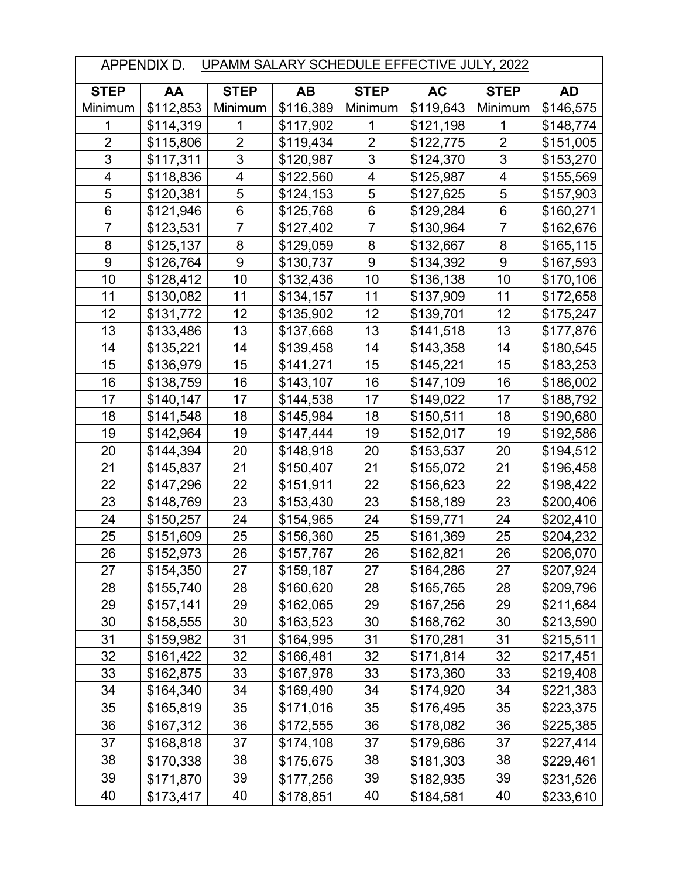APPENDIX D. UPAMM SALARY SCHEDULE EFFECTIVE JULY, 2022

| STEP | AA | STEP | AB | STEP | AC | STEP | AD |
|---|---|---|---|---|---|---|---|
| Minimum | $112,853 | Minimum | $116,389 | Minimum | $119,643 | Minimum | $146,575 |
| 1 | $114,319 | 1 | $117,902 | 1 | $121,198 | 1 | $148,774 |
| 2 | $115,806 | 2 | $119,434 | 2 | $122,775 | 2 | $151,005 |
| 3 | $117,311 | 3 | $120,987 | 3 | $124,370 | 3 | $153,270 |
| 4 | $118,836 | 4 | $122,560 | 4 | $125,987 | 4 | $155,569 |
| 5 | $120,381 | 5 | $124,153 | 5 | $127,625 | 5 | $157,903 |
| 6 | $121,946 | 6 | $125,768 | 6 | $129,284 | 6 | $160,271 |
| 7 | $123,531 | 7 | $127,402 | 7 | $130,964 | 7 | $162,676 |
| 8 | $125,137 | 8 | $129,059 | 8 | $132,667 | 8 | $165,115 |
| 9 | $126,764 | 9 | $130,737 | 9 | $134,392 | 9 | $167,593 |
| 10 | $128,412 | 10 | $132,436 | 10 | $136,138 | 10 | $170,106 |
| 11 | $130,082 | 11 | $134,157 | 11 | $137,909 | 11 | $172,658 |
| 12 | $131,772 | 12 | $135,902 | 12 | $139,701 | 12 | $175,247 |
| 13 | $133,486 | 13 | $137,668 | 13 | $141,518 | 13 | $177,876 |
| 14 | $135,221 | 14 | $139,458 | 14 | $143,358 | 14 | $180,545 |
| 15 | $136,979 | 15 | $141,271 | 15 | $145,221 | 15 | $183,253 |
| 16 | $138,759 | 16 | $143,107 | 16 | $147,109 | 16 | $186,002 |
| 17 | $140,147 | 17 | $144,538 | 17 | $149,022 | 17 | $188,792 |
| 18 | $141,548 | 18 | $145,984 | 18 | $150,511 | 18 | $190,680 |
| 19 | $142,964 | 19 | $147,444 | 19 | $152,017 | 19 | $192,586 |
| 20 | $144,394 | 20 | $148,918 | 20 | $153,537 | 20 | $194,512 |
| 21 | $145,837 | 21 | $150,407 | 21 | $155,072 | 21 | $196,458 |
| 22 | $147,296 | 22 | $151,911 | 22 | $156,623 | 22 | $198,422 |
| 23 | $148,769 | 23 | $153,430 | 23 | $158,189 | 23 | $200,406 |
| 24 | $150,257 | 24 | $154,965 | 24 | $159,771 | 24 | $202,410 |
| 25 | $151,609 | 25 | $156,360 | 25 | $161,369 | 25 | $204,232 |
| 26 | $152,973 | 26 | $157,767 | 26 | $162,821 | 26 | $206,070 |
| 27 | $154,350 | 27 | $159,187 | 27 | $164,286 | 27 | $207,924 |
| 28 | $155,740 | 28 | $160,620 | 28 | $165,765 | 28 | $209,796 |
| 29 | $157,141 | 29 | $162,065 | 29 | $167,256 | 29 | $211,684 |
| 30 | $158,555 | 30 | $163,523 | 30 | $168,762 | 30 | $213,590 |
| 31 | $159,982 | 31 | $164,995 | 31 | $170,281 | 31 | $215,511 |
| 32 | $161,422 | 32 | $166,481 | 32 | $171,814 | 32 | $217,451 |
| 33 | $162,875 | 33 | $167,978 | 33 | $173,360 | 33 | $219,408 |
| 34 | $164,340 | 34 | $169,490 | 34 | $174,920 | 34 | $221,383 |
| 35 | $165,819 | 35 | $171,016 | 35 | $176,495 | 35 | $223,375 |
| 36 | $167,312 | 36 | $172,555 | 36 | $178,082 | 36 | $225,385 |
| 37 | $168,818 | 37 | $174,108 | 37 | $179,686 | 37 | $227,414 |
| 38 | $170,338 | 38 | $175,675 | 38 | $181,303 | 38 | $229,461 |
| 39 | $171,870 | 39 | $177,256 | 39 | $182,935 | 39 | $231,526 |
| 40 | $173,417 | 40 | $178,851 | 40 | $184,581 | 40 | $233,610 |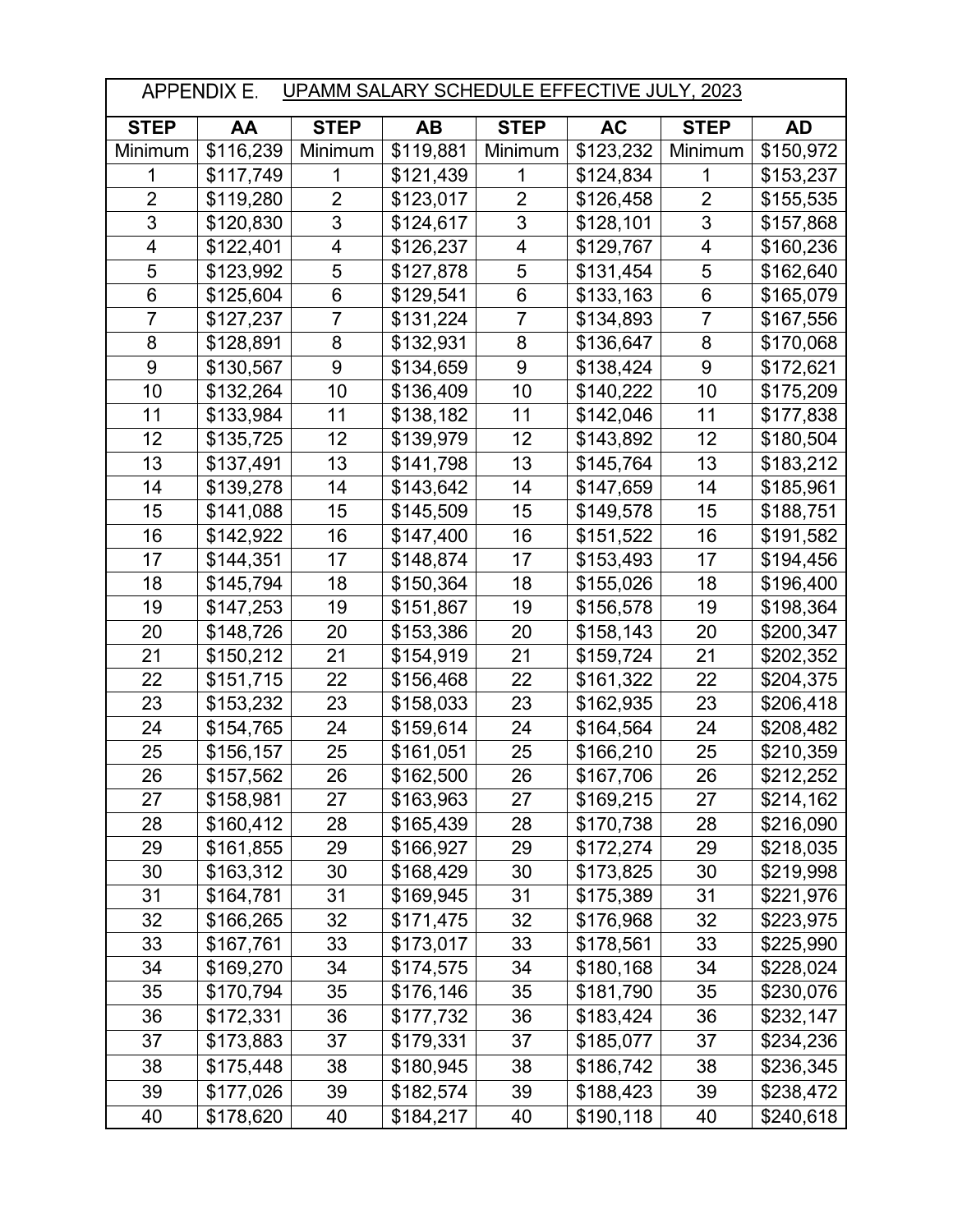## APPENDIX E. UPAMM SALARY SCHEDULE EFFECTIVE JULY, 2023

| STEP | AA | STEP | AB | STEP | AC | STEP | AD |
|---|---|---|---|---|---|---|---|
| Minimum | $116,239 | Minimum | $119,881 | Minimum | $123,232 | Minimum | $150,972 |
| 1 | $117,749 | 1 | $121,439 | 1 | $124,834 | 1 | $153,237 |
| 2 | $119,280 | 2 | $123,017 | 2 | $126,458 | 2 | $155,535 |
| 3 | $120,830 | 3 | $124,617 | 3 | $128,101 | 3 | $157,868 |
| 4 | $122,401 | 4 | $126,237 | 4 | $129,767 | 4 | $160,236 |
| 5 | $123,992 | 5 | $127,878 | 5 | $131,454 | 5 | $162,640 |
| 6 | $125,604 | 6 | $129,541 | 6 | $133,163 | 6 | $165,079 |
| 7 | $127,237 | 7 | $131,224 | 7 | $134,893 | 7 | $167,556 |
| 8 | $128,891 | 8 | $132,931 | 8 | $136,647 | 8 | $170,068 |
| 9 | $130,567 | 9 | $134,659 | 9 | $138,424 | 9 | $172,621 |
| 10 | $132,264 | 10 | $136,409 | 10 | $140,222 | 10 | $175,209 |
| 11 | $133,984 | 11 | $138,182 | 11 | $142,046 | 11 | $177,838 |
| 12 | $135,725 | 12 | $139,979 | 12 | $143,892 | 12 | $180,504 |
| 13 | $137,491 | 13 | $141,798 | 13 | $145,764 | 13 | $183,212 |
| 14 | $139,278 | 14 | $143,642 | 14 | $147,659 | 14 | $185,961 |
| 15 | $141,088 | 15 | $145,509 | 15 | $149,578 | 15 | $188,751 |
| 16 | $142,922 | 16 | $147,400 | 16 | $151,522 | 16 | $191,582 |
| 17 | $144,351 | 17 | $148,874 | 17 | $153,493 | 17 | $194,456 |
| 18 | $145,794 | 18 | $150,364 | 18 | $155,026 | 18 | $196,400 |
| 19 | $147,253 | 19 | $151,867 | 19 | $156,578 | 19 | $198,364 |
| 20 | $148,726 | 20 | $153,386 | 20 | $158,143 | 20 | $200,347 |
| 21 | $150,212 | 21 | $154,919 | 21 | $159,724 | 21 | $202,352 |
| 22 | $151,715 | 22 | $156,468 | 22 | $161,322 | 22 | $204,375 |
| 23 | $153,232 | 23 | $158,033 | 23 | $162,935 | 23 | $206,418 |
| 24 | $154,765 | 24 | $159,614 | 24 | $164,564 | 24 | $208,482 |
| 25 | $156,157 | 25 | $161,051 | 25 | $166,210 | 25 | $210,359 |
| 26 | $157,562 | 26 | $162,500 | 26 | $167,706 | 26 | $212,252 |
| 27 | $158,981 | 27 | $163,963 | 27 | $169,215 | 27 | $214,162 |
| 28 | $160,412 | 28 | $165,439 | 28 | $170,738 | 28 | $216,090 |
| 29 | $161,855 | 29 | $166,927 | 29 | $172,274 | 29 | $218,035 |
| 30 | $163,312 | 30 | $168,429 | 30 | $173,825 | 30 | $219,998 |
| 31 | $164,781 | 31 | $169,945 | 31 | $175,389 | 31 | $221,976 |
| 32 | $166,265 | 32 | $171,475 | 32 | $176,968 | 32 | $223,975 |
| 33 | $167,761 | 33 | $173,017 | 33 | $178,561 | 33 | $225,990 |
| 34 | $169,270 | 34 | $174,575 | 34 | $180,168 | 34 | $228,024 |
| 35 | $170,794 | 35 | $176,146 | 35 | $181,790 | 35 | $230,076 |
| 36 | $172,331 | 36 | $177,732 | 36 | $183,424 | 36 | $232,147 |
| 37 | $173,883 | 37 | $179,331 | 37 | $185,077 | 37 | $234,236 |
| 38 | $175,448 | 38 | $180,945 | 38 | $186,742 | 38 | $236,345 |
| 39 | $177,026 | 39 | $182,574 | 39 | $188,423 | 39 | $238,472 |
| 40 | $178,620 | 40 | $184,217 | 40 | $190,118 | 40 | $240,618 |